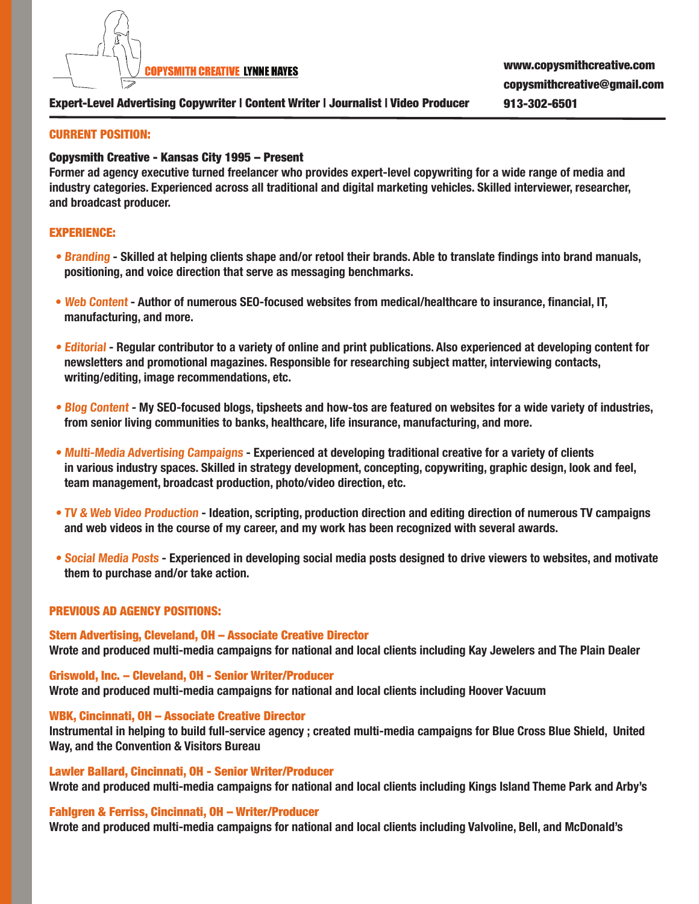**COPYSMITH CREATIVE** **LYNNE HAYES**

www.copysmithcreative.com
copysmithcreative@gmail.com
913-302-6501

**Expert-Level Advertising Copywriter | Content Writer | Journalist | Video Producer**

## CURRENT POSITION:

**Copysmith Creative - Kansas City 1995 – Present**
Former ad agency executive turned freelancer who provides expert-level copywriting for a wide range of media and industry categories. Experienced across all traditional and digital marketing vehicles. Skilled interviewer, researcher, and broadcast producer.

## EXPERIENCE:

- *Branding* - Skilled at helping clients shape and/or retool their brands. Able to translate findings into brand manuals, positioning, and voice direction that serve as messaging benchmarks.
- *Web Content* - Author of numerous SEO-focused websites from medical/healthcare to insurance, financial, IT, manufacturing, and more.
- *Editorial* - Regular contributor to a variety of online and print publications. Also experienced at developing content for newsletters and promotional magazines. Responsible for researching subject matter, interviewing contacts, writing/editing, image recommendations, etc.
- *Blog Content* - My SEO-focused blogs, tipsheets and how-tos are featured on websites for a wide variety of industries, from senior living communities to banks, healthcare, life insurance, manufacturing, and more.
- *Multi-Media Advertising Campaigns* - Experienced at developing traditional creative for a variety of clients in various industry spaces. Skilled in strategy development, concepting, copywriting, graphic design, look and feel, team management, broadcast production, photo/video direction, etc.
- *TV & Web Video Production* - Ideation, scripting, production direction and editing direction of numerous TV campaigns and web videos in the course of my career, and my work has been recognized with several awards.
- *Social Media Posts* - Experienced in developing social media posts designed to drive viewers to websites, and motivate them to purchase and/or take action.

## PREVIOUS AD AGENCY POSITIONS:

**Stern Advertising, Cleveland, OH – Associate Creative Director**
Wrote and produced multi-media campaigns for national and local clients including Kay Jewelers and The Plain Dealer

**Griswold, Inc. – Cleveland, OH - Senior Writer/Producer**
Wrote and produced multi-media campaigns for national and local clients including Hoover Vacuum

**WBK, Cincinnati, OH – Associate Creative Director**
Instrumental in helping to build full-service agency ; created multi-media campaigns for Blue Cross Blue Shield, United Way, and the Convention & Visitors Bureau

**Lawler Ballard, Cincinnati, OH - Senior Writer/Producer**
Wrote and produced multi-media campaigns for national and local clients including Kings Island Theme Park and Arby's

**Fahlgren & Ferriss, Cincinnati, OH – Writer/Producer**
Wrote and produced multi-media campaigns for national and local clients including Valvoline, Bell, and McDonald's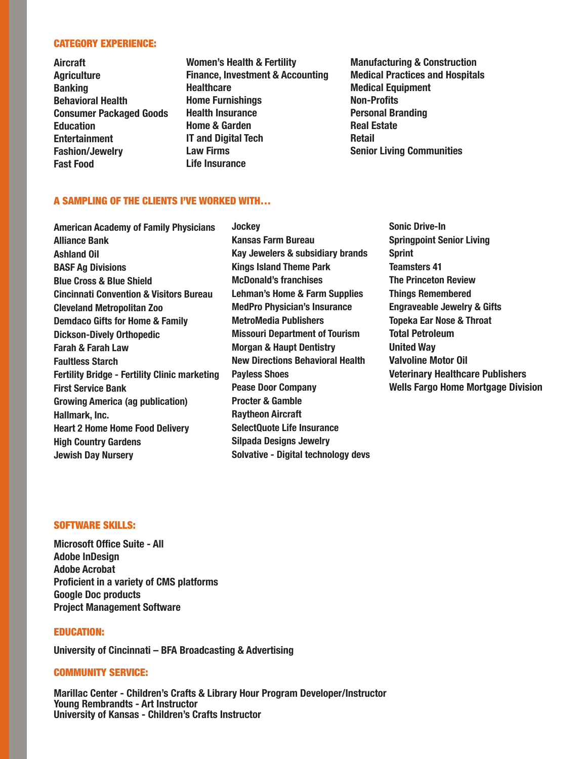## CATEGORY EXPERIENCE:

Aircraft
Agriculture
Banking
Behavioral Health
Consumer Packaged Goods
Education
Entertainment
Fashion/Jewelry
Fast Food
Women's Health & Fertility
Finance, Investment & Accounting
Healthcare
Home Furnishings
Health Insurance
Home & Garden
IT and Digital Tech
Law Firms
Life Insurance
Manufacturing & Construction
Medical Practices and Hospitals
Medical Equipment
Non-Profits
Personal Branding
Real Estate
Retail
Senior Living Communities

## A SAMPLING OF THE CLIENTS I'VE WORKED WITH…

American Academy of Family Physicians
Alliance Bank
Ashland Oil
BASF Ag Divisions
Blue Cross & Blue Shield
Cincinnati Convention & Visitors Bureau
Cleveland Metropolitan Zoo
Demdaco Gifts for Home & Family
Dickson-Dively Orthopedic
Farah & Farah Law
Faultless Starch
Fertility Bridge - Fertility Clinic marketing
First Service Bank
Growing America (ag publication)
Hallmark, Inc.
Heart 2 Home Home Food Delivery
High Country Gardens
Jewish Day Nursery
Jockey
Kansas Farm Bureau
Kay Jewelers & subsidiary brands
Kings Island Theme Park
McDonald's franchises
Lehman's Home & Farm Supplies
MedPro Physician's Insurance
MetroMedia Publishers
Missouri Department of Tourism
Morgan & Haupt Dentistry
New Directions Behavioral Health
Payless Shoes
Pease Door Company
Procter & Gamble
Raytheon Aircraft
SelectQuote Life Insurance
Silpada Designs Jewelry
Solvative - Digital technology devs
Sonic Drive-In
Springpoint Senior Living
Sprint
Teamsters 41
The Princeton Review
Things Remembered
Engraveable Jewelry & Gifts
Topeka Ear Nose & Throat
Total Petroleum
United Way
Valvoline Motor Oil
Veterinary Healthcare Publishers
Wells Fargo Home Mortgage Division

## SOFTWARE SKILLS:

Microsoft Office Suite - All
Adobe InDesign
Adobe Acrobat
Proficient in a variety of CMS platforms
Google Doc products
Project Management Software

## EDUCATION:

University of Cincinnati – BFA Broadcasting & Advertising

## COMMUNITY SERVICE:

Marillac Center - Children's Crafts & Library Hour Program Developer/Instructor
Young Rembrandts - Art Instructor
University of Kansas - Children's Crafts Instructor